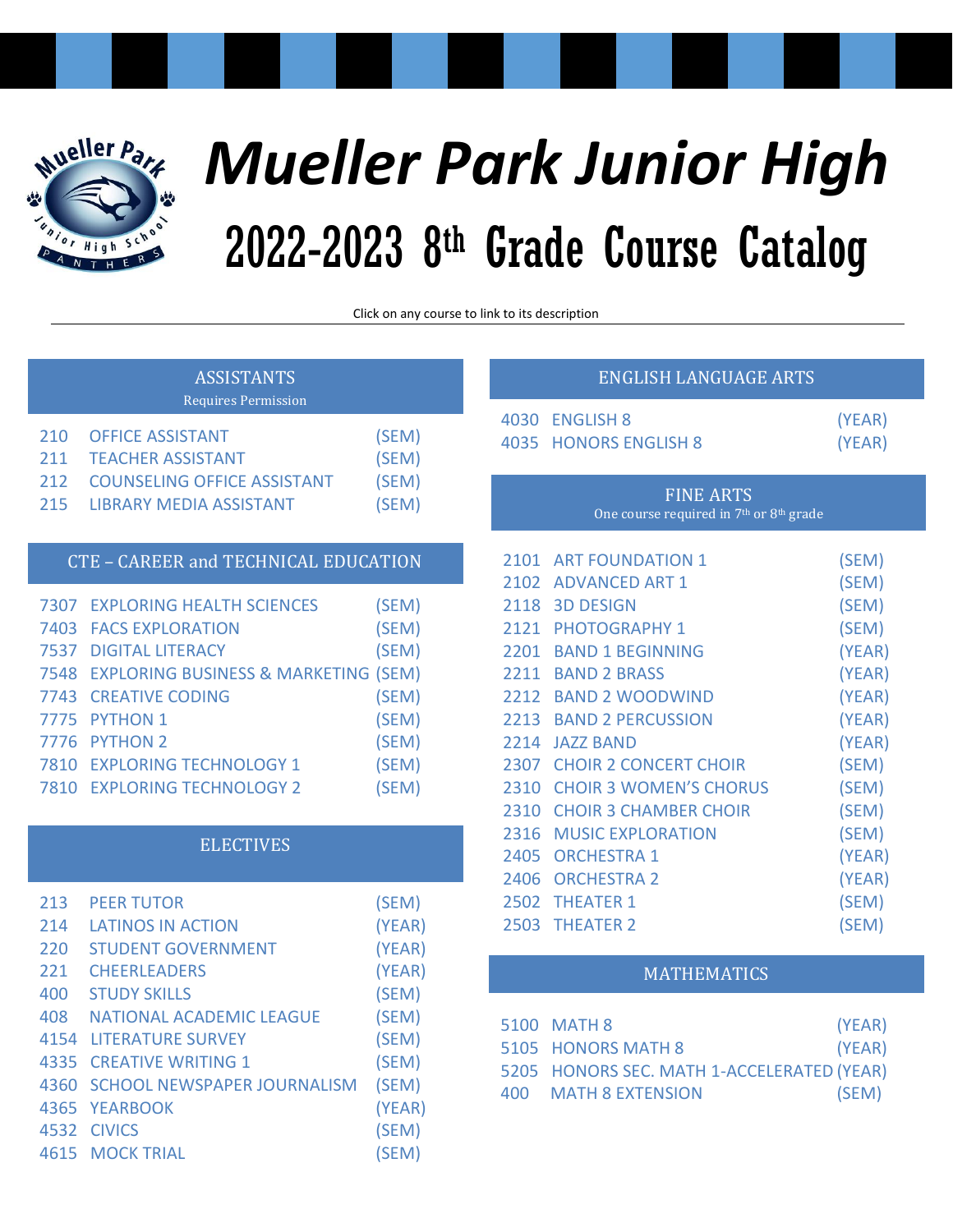# Mueller Park Junior High

## 2022-2023 8th Grade Course Catalog

Click on any course to link to its description

### ASSISTANTS

Requires Permission

| | | |
|---|---|---|
| 210 | OFFICE ASSISTANT | (SEM) |
| 211 | TEACHER ASSISTANT | (SEM) |
| 212 | COUNSELING OFFICE ASSISTANT | (SEM) |
| 215 | LIBRARY MEDIA ASSISTANT | (SEM) |

### CTE – CAREER and TECHNICAL EDUCATION

| | | |
|---|---|---|
| 7307 | EXPLORING HEALTH SCIENCES | (SEM) |
| 7403 | FACS EXPLORATION | (SEM) |
| 7537 | DIGITAL LITERACY | (SEM) |
| 7548 | EXPLORING BUSINESS & MARKETING | (SEM) |
| 7743 | CREATIVE CODING | (SEM) |
| 7775 | PYTHON 1 | (SEM) |
| 7776 | PYTHON 2 | (SEM) |
| 7810 | EXPLORING TECHNOLOGY 1 | (SEM) |
| 7810 | EXPLORING TECHNOLOGY 2 | (SEM) |

### ELECTIVES

| | | |
|---|---|---|
| 213 | PEER TUTOR | (SEM) |
| 214 | LATINOS IN ACTION | (YEAR) |
| 220 | STUDENT GOVERNMENT | (YEAR) |
| 221 | CHEERLEADERS | (YEAR) |
| 400 | STUDY SKILLS | (SEM) |
| 408 | NATIONAL ACADEMIC LEAGUE | (SEM) |
| 4154 | LITERATURE SURVEY | (SEM) |
| 4335 | CREATIVE WRITING 1 | (SEM) |
| 4360 | SCHOOL NEWSPAPER JOURNALISM | (SEM) |
| 4365 | YEARBOOK | (YEAR) |
| 4532 | CIVICS | (SEM) |
| 4615 | MOCK TRIAL | (SEM) |

### ENGLISH LANGUAGE ARTS

| | | |
|---|---|---|
| 4030 | ENGLISH 8 | (YEAR) |
| 4035 | HONORS ENGLISH 8 | (YEAR) |

### FINE ARTS

One course required in 7th or 8th grade

| | | |
|---|---|---|
| 2101 | ART FOUNDATION 1 | (SEM) |
| 2102 | ADVANCED ART 1 | (SEM) |
| 2118 | 3D DESIGN | (SEM) |
| 2121 | PHOTOGRAPHY 1 | (SEM) |
| 2201 | BAND 1 BEGINNING | (YEAR) |
| 2211 | BAND 2 BRASS | (YEAR) |
| 2212 | BAND 2 WOODWIND | (YEAR) |
| 2213 | BAND 2 PERCUSSION | (YEAR) |
| 2214 | JAZZ BAND | (YEAR) |
| 2307 | CHOIR 2 CONCERT CHOIR | (SEM) |
| 2310 | CHOIR 3 WOMEN'S CHORUS | (SEM) |
| 2310 | CHOIR 3 CHAMBER CHOIR | (SEM) |
| 2316 | MUSIC EXPLORATION | (SEM) |
| 2405 | ORCHESTRA 1 | (YEAR) |
| 2406 | ORCHESTRA 2 | (YEAR) |
| 2502 | THEATER 1 | (SEM) |
| 2503 | THEATER 2 | (SEM) |

### MATHEMATICS

| | | |
|---|---|---|
| 5100 | MATH 8 | (YEAR) |
| 5105 | HONORS MATH 8 | (YEAR) |
| 5205 | HONORS SEC. MATH 1-ACCELERATED | (YEAR) |
| 400 | MATH 8 EXTENSION | (SEM) |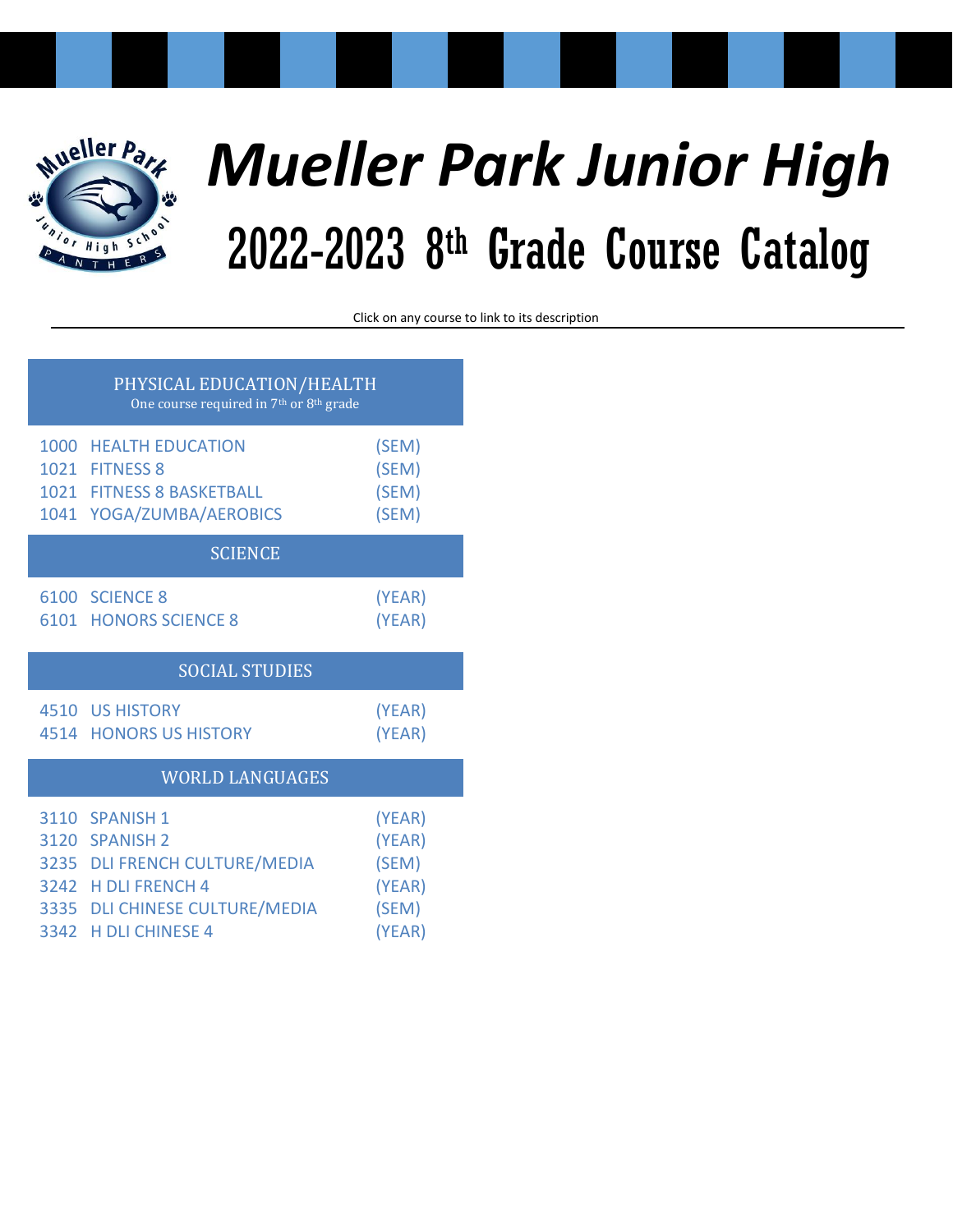# Mueller Park Junior High

## 2022-2023 8th Grade Course Catalog

Click on any course to link to its description

### PHYSICAL EDUCATION/HEALTH

One course required in 7th or 8th grade

| Code | Course | Length |
|---|---|---|
| 1000 | HEALTH EDUCATION | (SEM) |
| 1021 | FITNESS 8 | (SEM) |
| 1021 | FITNESS 8 BASKETBALL | (SEM) |
| 1041 | YOGA/ZUMBA/AEROBICS | (SEM) |

### SCIENCE

| Code | Course | Length |
|---|---|---|
| 6100 | SCIENCE 8 | (YEAR) |
| 6101 | HONORS SCIENCE 8 | (YEAR) |

### SOCIAL STUDIES

| Code | Course | Length |
|---|---|---|
| 4510 | US HISTORY | (YEAR) |
| 4514 | HONORS US HISTORY | (YEAR) |

### WORLD LANGUAGES

| Code | Course | Length |
|---|---|---|
| 3110 | SPANISH 1 | (YEAR) |
| 3120 | SPANISH 2 | (YEAR) |
| 3235 | DLI FRENCH CULTURE/MEDIA | (SEM) |
| 3242 | H DLI FRENCH 4 | (YEAR) |
| 3335 | DLI CHINESE CULTURE/MEDIA | (SEM) |
| 3342 | H DLI CHINESE 4 | (YEAR) |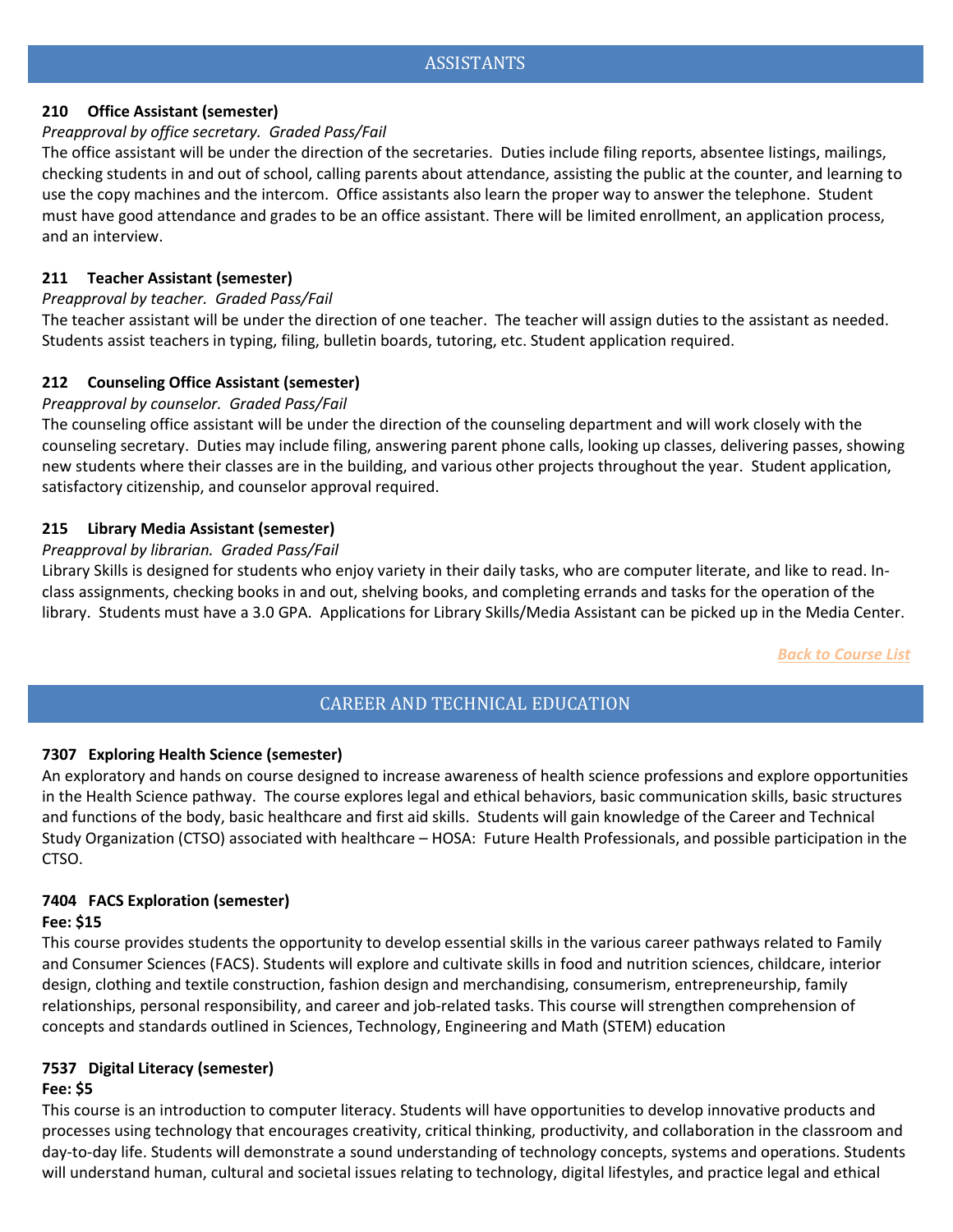## ASSISTANTS

### 210 Office Assistant (semester)

*Preapproval by office secretary. Graded Pass/Fail*

The office assistant will be under the direction of the secretaries. Duties include filing reports, absentee listings, mailings, checking students in and out of school, calling parents about attendance, assisting the public at the counter, and learning to use the copy machines and the intercom. Office assistants also learn the proper way to answer the telephone. Student must have good attendance and grades to be an office assistant. There will be limited enrollment, an application process, and an interview.

### 211 Teacher Assistant (semester)

*Preapproval by teacher. Graded Pass/Fail*

The teacher assistant will be under the direction of one teacher. The teacher will assign duties to the assistant as needed. Students assist teachers in typing, filing, bulletin boards, tutoring, etc. Student application required.

### 212 Counseling Office Assistant (semester)

*Preapproval by counselor. Graded Pass/Fail*

The counseling office assistant will be under the direction of the counseling department and will work closely with the counseling secretary. Duties may include filing, answering parent phone calls, looking up classes, delivering passes, showing new students where their classes are in the building, and various other projects throughout the year. Student application, satisfactory citizenship, and counselor approval required.

### 215 Library Media Assistant (semester)

*Preapproval by librarian. Graded Pass/Fail*

Library Skills is designed for students who enjoy variety in their daily tasks, who are computer literate, and like to read. In-class assignments, checking books in and out, shelving books, and completing errands and tasks for the operation of the library. Students must have a 3.0 GPA. Applications for Library Skills/Media Assistant can be picked up in the Media Center.

*Back to Course List*

## CAREER AND TECHNICAL EDUCATION

### 7307 Exploring Health Science (semester)

An exploratory and hands on course designed to increase awareness of health science professions and explore opportunities in the Health Science pathway. The course explores legal and ethical behaviors, basic communication skills, basic structures and functions of the body, basic healthcare and first aid skills. Students will gain knowledge of the Career and Technical Study Organization (CTSO) associated with healthcare – HOSA: Future Health Professionals, and possible participation in the CTSO.

### 7404 FACS Exploration (semester)

**Fee: $15**

This course provides students the opportunity to develop essential skills in the various career pathways related to Family and Consumer Sciences (FACS). Students will explore and cultivate skills in food and nutrition sciences, childcare, interior design, clothing and textile construction, fashion design and merchandising, consumerism, entrepreneurship, family relationships, personal responsibility, and career and job-related tasks. This course will strengthen comprehension of concepts and standards outlined in Sciences, Technology, Engineering and Math (STEM) education

### 7537 Digital Literacy (semester)

**Fee: $5**

This course is an introduction to computer literacy. Students will have opportunities to develop innovative products and processes using technology that encourages creativity, critical thinking, productivity, and collaboration in the classroom and day-to-day life. Students will demonstrate a sound understanding of technology concepts, systems and operations. Students will understand human, cultural and societal issues relating to technology, digital lifestyles, and practice legal and ethical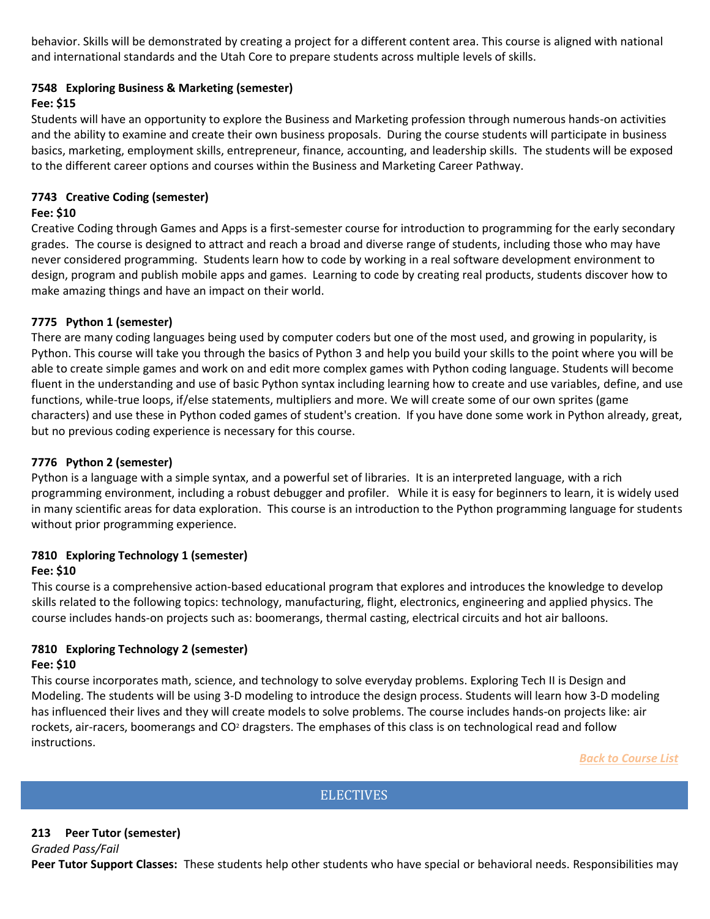behavior. Skills will be demonstrated by creating a project for a different content area. This course is aligned with national and international standards and the Utah Core to prepare students across multiple levels of skills.

### 7548 Exploring Business & Marketing (semester)

**Fee: $15**

Students will have an opportunity to explore the Business and Marketing profession through numerous hands-on activities and the ability to examine and create their own business proposals. During the course students will participate in business basics, marketing, employment skills, entrepreneur, finance, accounting, and leadership skills. The students will be exposed to the different career options and courses within the Business and Marketing Career Pathway.

### 7743 Creative Coding (semester)

**Fee: $10**

Creative Coding through Games and Apps is a first-semester course for introduction to programming for the early secondary grades. The course is designed to attract and reach a broad and diverse range of students, including those who may have never considered programming. Students learn how to code by working in a real software development environment to design, program and publish mobile apps and games. Learning to code by creating real products, students discover how to make amazing things and have an impact on their world.

### 7775 Python 1 (semester)

There are many coding languages being used by computer coders but one of the most used, and growing in popularity, is Python. This course will take you through the basics of Python 3 and help you build your skills to the point where you will be able to create simple games and work on and edit more complex games with Python coding language. Students will become fluent in the understanding and use of basic Python syntax including learning how to create and use variables, define, and use functions, while-true loops, if/else statements, multipliers and more. We will create some of our own sprites (game characters) and use these in Python coded games of student's creation. If you have done some work in Python already, great, but no previous coding experience is necessary for this course.

### 7776 Python 2 (semester)

Python is a language with a simple syntax, and a powerful set of libraries. It is an interpreted language, with a rich programming environment, including a robust debugger and profiler. While it is easy for beginners to learn, it is widely used in many scientific areas for data exploration. This course is an introduction to the Python programming language for students without prior programming experience.

### 7810 Exploring Technology 1 (semester)

**Fee: $10**

This course is a comprehensive action-based educational program that explores and introduces the knowledge to develop skills related to the following topics: technology, manufacturing, flight, electronics, engineering and applied physics. The course includes hands-on projects such as: boomerangs, thermal casting, electrical circuits and hot air balloons.

### 7810 Exploring Technology 2 (semester)

**Fee: $10**

This course incorporates math, science, and technology to solve everyday problems. Exploring Tech II is Design and Modeling. The students will be using 3-D modeling to introduce the design process. Students will learn how 3-D modeling has influenced their lives and they will create models to solve problems. The course includes hands-on projects like: air rockets, air-racers, boomerangs and $CO_2$ dragsters. The emphases of this class is on technological read and follow instructions.

*Back to Course List*

## ELECTIVES

### 213 Peer Tutor (semester)

*Graded Pass/Fail*

**Peer Tutor Support Classes:** These students help other students who have special or behavioral needs. Responsibilities may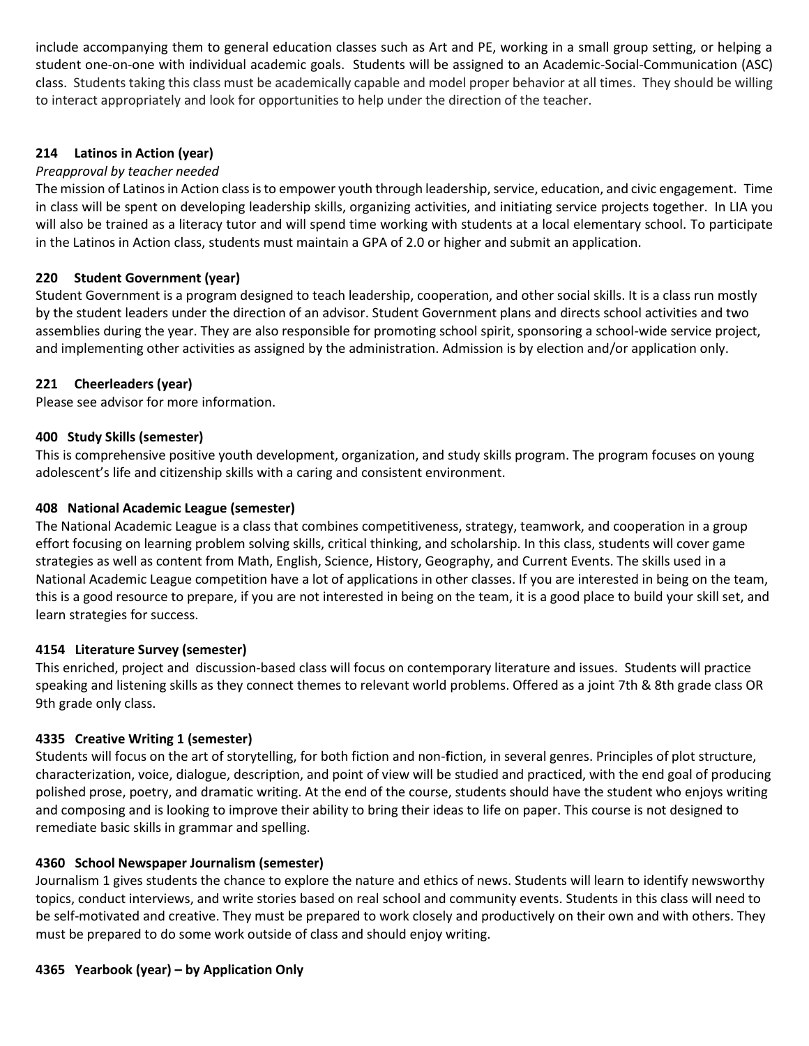include accompanying them to general education classes such as Art and PE, working in a small group setting, or helping a student one-on-one with individual academic goals. Students will be assigned to an Academic-Social-Communication (ASC) class. Students taking this class must be academically capable and model proper behavior at all times. They should be willing to interact appropriately and look for opportunities to help under the direction of the teacher.

### 214 Latinos in Action (year)

*Preapproval by teacher needed*

The mission of Latinos in Action class is to empower youth through leadership, service, education, and civic engagement. Time in class will be spent on developing leadership skills, organizing activities, and initiating service projects together. In LIA you will also be trained as a literacy tutor and will spend time working with students at a local elementary school. To participate in the Latinos in Action class, students must maintain a GPA of 2.0 or higher and submit an application.

### 220 Student Government (year)

Student Government is a program designed to teach leadership, cooperation, and other social skills. It is a class run mostly by the student leaders under the direction of an advisor. Student Government plans and directs school activities and two assemblies during the year. They are also responsible for promoting school spirit, sponsoring a school-wide service project, and implementing other activities as assigned by the administration. Admission is by election and/or application only.

### 221 Cheerleaders (year)

Please see advisor for more information.

### 400 Study Skills (semester)

This is comprehensive positive youth development, organization, and study skills program. The program focuses on young adolescent's life and citizenship skills with a caring and consistent environment.

### 408 National Academic League (semester)

The National Academic League is a class that combines competitiveness, strategy, teamwork, and cooperation in a group effort focusing on learning problem solving skills, critical thinking, and scholarship. In this class, students will cover game strategies as well as content from Math, English, Science, History, Geography, and Current Events. The skills used in a National Academic League competition have a lot of applications in other classes. If you are interested in being on the team, this is a good resource to prepare, if you are not interested in being on the team, it is a good place to build your skill set, and learn strategies for success.

### 4154 Literature Survey (semester)

This enriched, project and discussion-based class will focus on contemporary literature and issues. Students will practice speaking and listening skills as they connect themes to relevant world problems. Offered as a joint 7th & 8th grade class OR 9th grade only class.

### 4335 Creative Writing 1 (semester)

Students will focus on the art of storytelling, for both fiction and non-fiction, in several genres. Principles of plot structure, characterization, voice, dialogue, description, and point of view will be studied and practiced, with the end goal of producing polished prose, poetry, and dramatic writing. At the end of the course, students should have the student who enjoys writing and composing and is looking to improve their ability to bring their ideas to life on paper. This course is not designed to remediate basic skills in grammar and spelling.

### 4360 School Newspaper Journalism (semester)

Journalism 1 gives students the chance to explore the nature and ethics of news. Students will learn to identify newsworthy topics, conduct interviews, and write stories based on real school and community events. Students in this class will need to be self-motivated and creative. They must be prepared to work closely and productively on their own and with others. They must be prepared to do some work outside of class and should enjoy writing.

### 4365 Yearbook (year) – by Application Only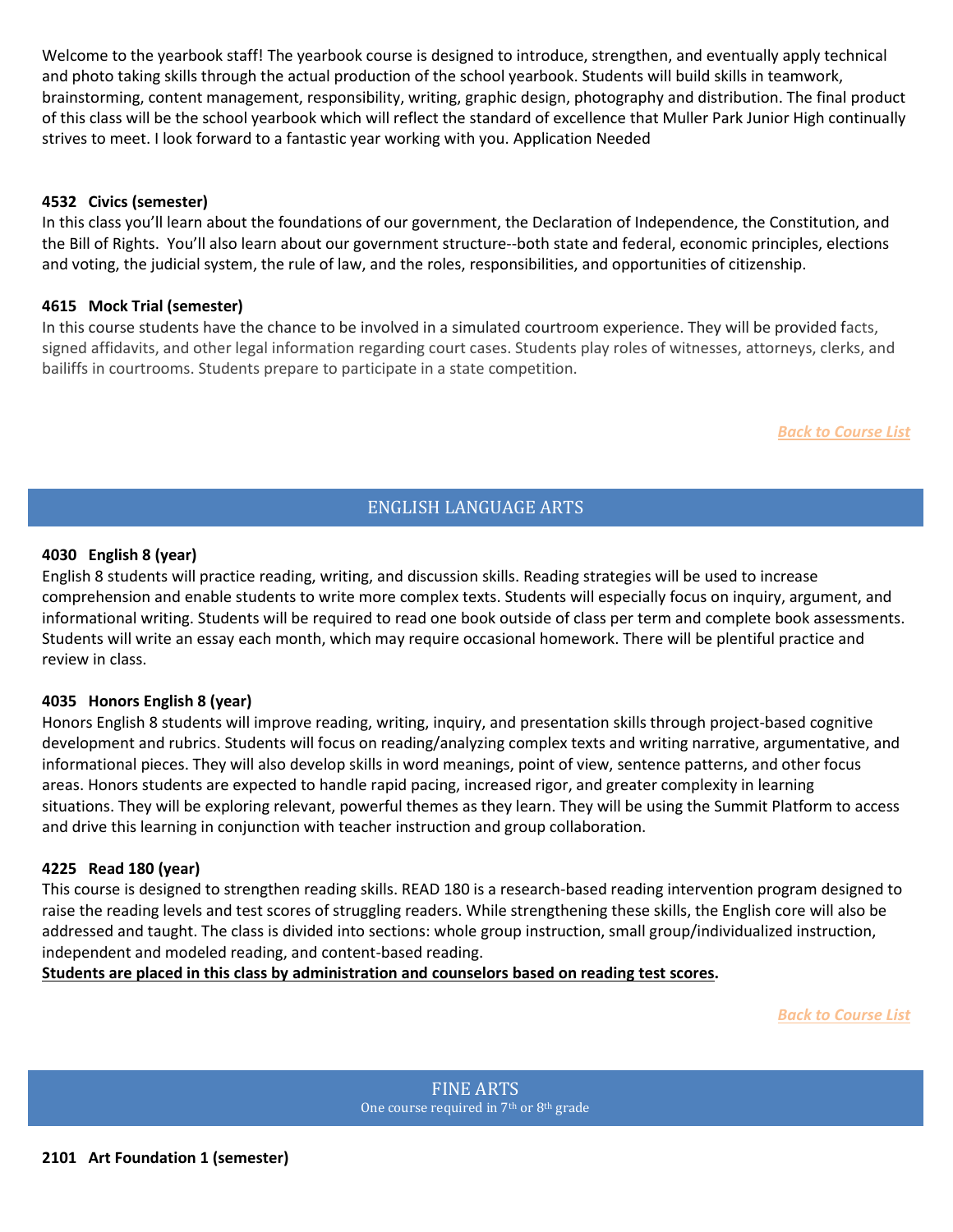Welcome to the yearbook staff! The yearbook course is designed to introduce, strengthen, and eventually apply technical and photo taking skills through the actual production of the school yearbook. Students will build skills in teamwork, brainstorming, content management, responsibility, writing, graphic design, photography and distribution. The final product of this class will be the school yearbook which will reflect the standard of excellence that Muller Park Junior High continually strives to meet. I look forward to a fantastic year working with you. Application Needed

**4532 Civics (semester)**
In this class you'll learn about the foundations of our government, the Declaration of Independence, the Constitution, and the Bill of Rights. You'll also learn about our government structure--both state and federal, economic principles, elections and voting, the judicial system, the rule of law, and the roles, responsibilities, and opportunities of citizenship.

**4615 Mock Trial (semester)**
In this course students have the chance to be involved in a simulated courtroom experience. They will be provided facts, signed affidavits, and other legal information regarding court cases. Students play roles of witnesses, attorneys, clerks, and bailiffs in courtrooms. Students prepare to participate in a state competition.

***Back to Course List***

## ENGLISH LANGUAGE ARTS

**4030 English 8 (year)**
English 8 students will practice reading, writing, and discussion skills. Reading strategies will be used to increase comprehension and enable students to write more complex texts. Students will especially focus on inquiry, argument, and informational writing. Students will be required to read one book outside of class per term and complete book assessments. Students will write an essay each month, which may require occasional homework. There will be plentiful practice and review in class.

**4035 Honors English 8 (year)**
Honors English 8 students will improve reading, writing, inquiry, and presentation skills through project-based cognitive development and rubrics. Students will focus on reading/analyzing complex texts and writing narrative, argumentative, and informational pieces. They will also develop skills in word meanings, point of view, sentence patterns, and other focus areas. Honors students are expected to handle rapid pacing, increased rigor, and greater complexity in learning situations. They will be exploring relevant, powerful themes as they learn. They will be using the Summit Platform to access and drive this learning in conjunction with teacher instruction and group collaboration.

**4225 Read 180 (year)**
This course is designed to strengthen reading skills. READ 180 is a research-based reading intervention program designed to raise the reading levels and test scores of struggling readers. While strengthening these skills, the English core will also be addressed and taught. The class is divided into sections: whole group instruction, small group/individualized instruction, independent and modeled reading, and content-based reading.
**Students are placed in this class by administration and counselors based on reading test scores.**

***Back to Course List***

## FINE ARTS

One course required in 7th or 8th grade

**2101 Art Foundation 1 (semester)**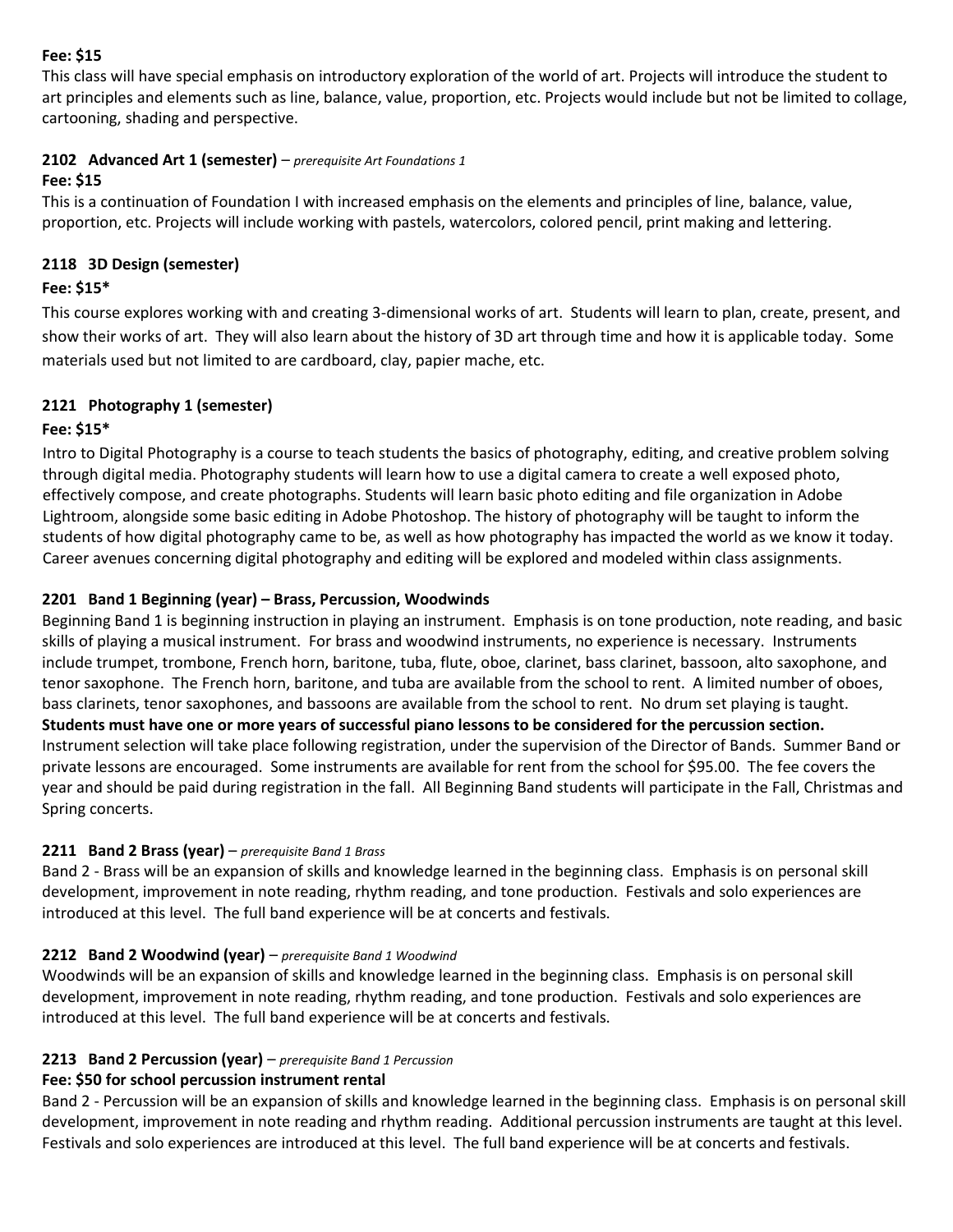**Fee: $15**

This class will have special emphasis on introductory exploration of the world of art. Projects will introduce the student to art principles and elements such as line, balance, value, proportion, etc. Projects would include but not be limited to collage, cartooning, shading and perspective.

### 2102 Advanced Art 1 (semester) – *prerequisite Art Foundations 1*

**Fee: $15**

This is a continuation of Foundation I with increased emphasis on the elements and principles of line, balance, value, proportion, etc. Projects will include working with pastels, watercolors, colored pencil, print making and lettering.

### 2118 3D Design (semester)

**Fee: $15***

This course explores working with and creating 3-dimensional works of art. Students will learn to plan, create, present, and show their works of art. They will also learn about the history of 3D art through time and how it is applicable today. Some materials used but not limited to are cardboard, clay, papier mache, etc.

### 2121 Photography 1 (semester)

**Fee: $15***

Intro to Digital Photography is a course to teach students the basics of photography, editing, and creative problem solving through digital media. Photography students will learn how to use a digital camera to create a well exposed photo, effectively compose, and create photographs. Students will learn basic photo editing and file organization in Adobe Lightroom, alongside some basic editing in Adobe Photoshop. The history of photography will be taught to inform the students of how digital photography came to be, as well as how photography has impacted the world as we know it today. Career avenues concerning digital photography and editing will be explored and modeled within class assignments.

### 2201 Band 1 Beginning (year) – Brass, Percussion, Woodwinds

Beginning Band 1 is beginning instruction in playing an instrument. Emphasis is on tone production, note reading, and basic skills of playing a musical instrument. For brass and woodwind instruments, no experience is necessary. Instruments include trumpet, trombone, French horn, baritone, tuba, flute, oboe, clarinet, bass clarinet, bassoon, alto saxophone, and tenor saxophone. The French horn, baritone, and tuba are available from the school to rent. A limited number of oboes, bass clarinets, tenor saxophones, and bassoons are available from the school to rent. No drum set playing is taught. **Students must have one or more years of successful piano lessons to be considered for the percussion section.** Instrument selection will take place following registration, under the supervision of the Director of Bands. Summer Band or private lessons are encouraged. Some instruments are available for rent from the school for $95.00. The fee covers the year and should be paid during registration in the fall. All Beginning Band students will participate in the Fall, Christmas and Spring concerts.

### 2211 Band 2 Brass (year) – *prerequisite Band 1 Brass*

Band 2 - Brass will be an expansion of skills and knowledge learned in the beginning class. Emphasis is on personal skill development, improvement in note reading, rhythm reading, and tone production. Festivals and solo experiences are introduced at this level. The full band experience will be at concerts and festivals.

### 2212 Band 2 Woodwind (year) – *prerequisite Band 1 Woodwind*

Woodwinds will be an expansion of skills and knowledge learned in the beginning class. Emphasis is on personal skill development, improvement in note reading, rhythm reading, and tone production. Festivals and solo experiences are introduced at this level. The full band experience will be at concerts and festivals.

### 2213 Band 2 Percussion (year) – *prerequisite Band 1 Percussion*

**Fee: $50 for school percussion instrument rental**

Band 2 - Percussion will be an expansion of skills and knowledge learned in the beginning class. Emphasis is on personal skill development, improvement in note reading and rhythm reading. Additional percussion instruments are taught at this level. Festivals and solo experiences are introduced at this level. The full band experience will be at concerts and festivals.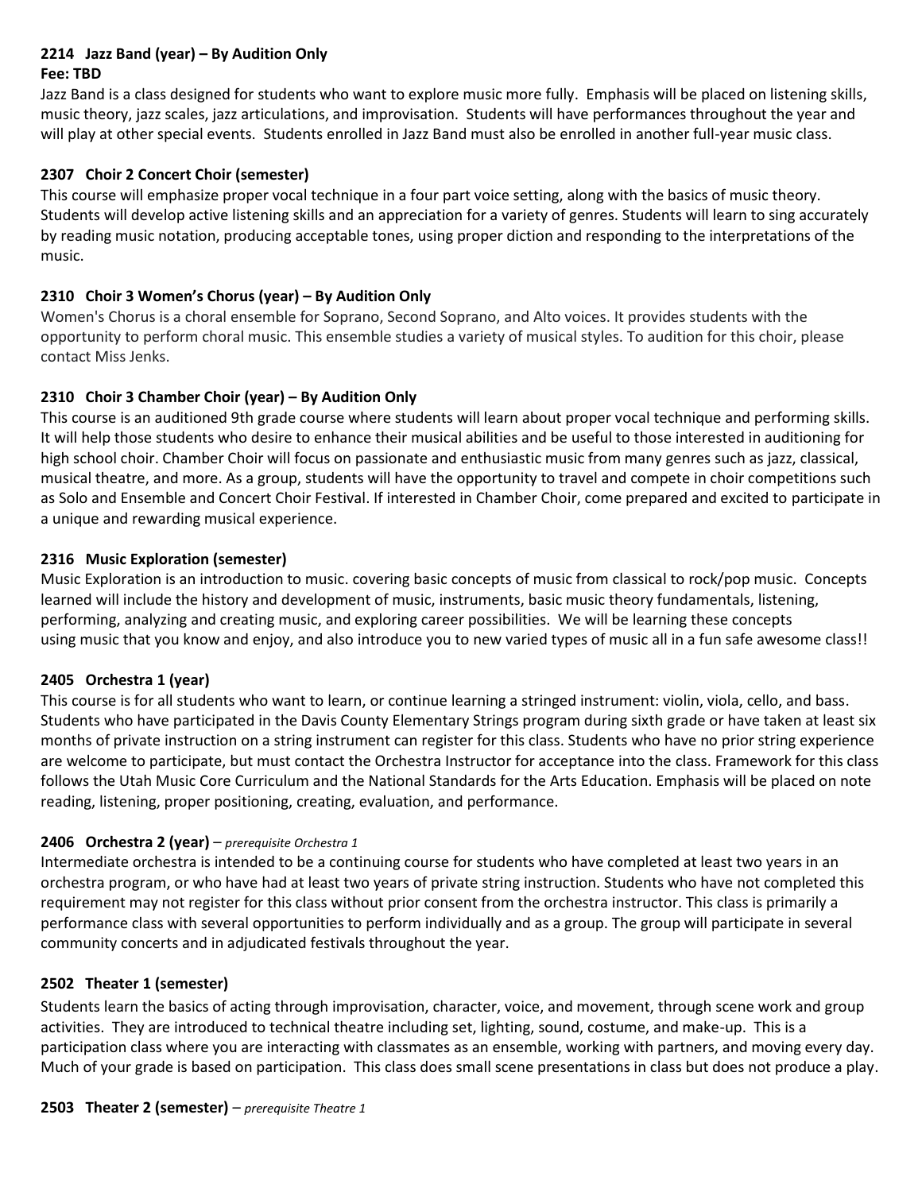### 2214 Jazz Band (year) – By Audition Only

**Fee: TBD**

Jazz Band is a class designed for students who want to explore music more fully. Emphasis will be placed on listening skills, music theory, jazz scales, jazz articulations, and improvisation. Students will have performances throughout the year and will play at other special events. Students enrolled in Jazz Band must also be enrolled in another full-year music class.

### 2307 Choir 2 Concert Choir (semester)

This course will emphasize proper vocal technique in a four part voice setting, along with the basics of music theory. Students will develop active listening skills and an appreciation for a variety of genres. Students will learn to sing accurately by reading music notation, producing acceptable tones, using proper diction and responding to the interpretations of the music.

### 2310 Choir 3 Women's Chorus (year) – By Audition Only

Women's Chorus is a choral ensemble for Soprano, Second Soprano, and Alto voices. It provides students with the opportunity to perform choral music. This ensemble studies a variety of musical styles. To audition for this choir, please contact Miss Jenks.

### 2310 Choir 3 Chamber Choir (year) – By Audition Only

This course is an auditioned 9th grade course where students will learn about proper vocal technique and performing skills. It will help those students who desire to enhance their musical abilities and be useful to those interested in auditioning for high school choir. Chamber Choir will focus on passionate and enthusiastic music from many genres such as jazz, classical, musical theatre, and more. As a group, students will have the opportunity to travel and compete in choir competitions such as Solo and Ensemble and Concert Choir Festival. If interested in Chamber Choir, come prepared and excited to participate in a unique and rewarding musical experience.

### 2316 Music Exploration (semester)

Music Exploration is an introduction to music. covering basic concepts of music from classical to rock/pop music. Concepts learned will include the history and development of music, instruments, basic music theory fundamentals, listening, performing, analyzing and creating music, and exploring career possibilities. We will be learning these concepts using music that you know and enjoy, and also introduce you to new varied types of music all in a fun safe awesome class!!

### 2405 Orchestra 1 (year)

This course is for all students who want to learn, or continue learning a stringed instrument: violin, viola, cello, and bass. Students who have participated in the Davis County Elementary Strings program during sixth grade or have taken at least six months of private instruction on a string instrument can register for this class. Students who have no prior string experience are welcome to participate, but must contact the Orchestra Instructor for acceptance into the class. Framework for this class follows the Utah Music Core Curriculum and the National Standards for the Arts Education. Emphasis will be placed on note reading, listening, proper positioning, creating, evaluation, and performance.

### 2406 Orchestra 2 (year) – *prerequisite Orchestra 1*

Intermediate orchestra is intended to be a continuing course for students who have completed at least two years in an orchestra program, or who have had at least two years of private string instruction. Students who have not completed this requirement may not register for this class without prior consent from the orchestra instructor. This class is primarily a performance class with several opportunities to perform individually and as a group. The group will participate in several community concerts and in adjudicated festivals throughout the year.

### 2502 Theater 1 (semester)

Students learn the basics of acting through improvisation, character, voice, and movement, through scene work and group activities. They are introduced to technical theatre including set, lighting, sound, costume, and make-up. This is a participation class where you are interacting with classmates as an ensemble, working with partners, and moving every day. Much of your grade is based on participation. This class does small scene presentations in class but does not produce a play.

### 2503 Theater 2 (semester) – *prerequisite Theatre 1*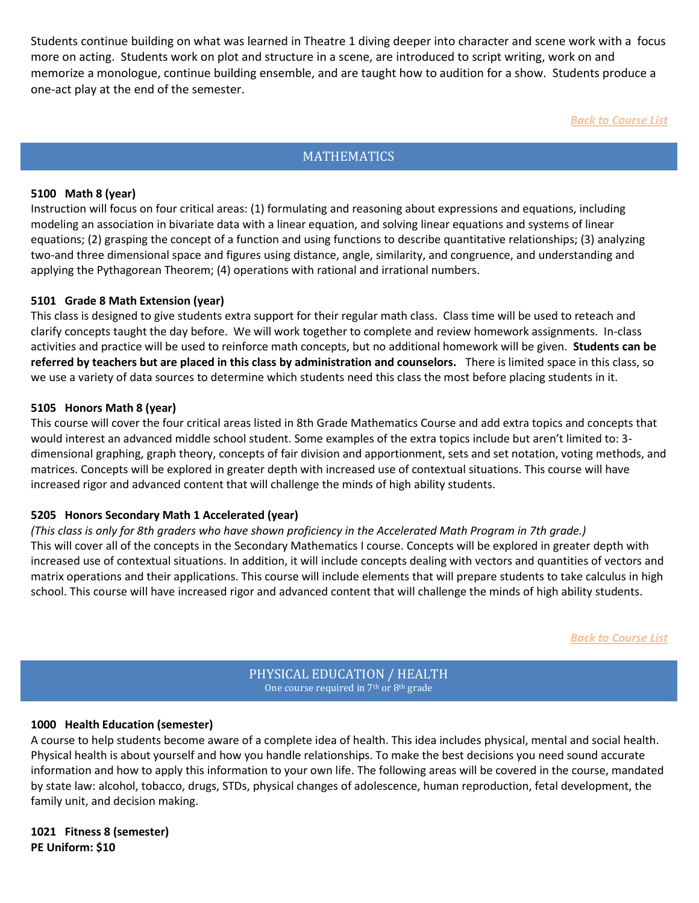Students continue building on what was learned in Theatre 1 diving deeper into character and scene work with a focus more on acting. Students work on plot and structure in a scene, are introduced to script writing, work on and memorize a monologue, continue building ensemble, and are taught how to audition for a show. Students produce a one-act play at the end of the semester.

*Back to Course List*

## MATHEMATICS

**5100 Math 8 (year)**
Instruction will focus on four critical areas: (1) formulating and reasoning about expressions and equations, including modeling an association in bivariate data with a linear equation, and solving linear equations and systems of linear equations; (2) grasping the concept of a function and using functions to describe quantitative relationships; (3) analyzing two-and three dimensional space and figures using distance, angle, similarity, and congruence, and understanding and applying the Pythagorean Theorem; (4) operations with rational and irrational numbers.

**5101 Grade 8 Math Extension (year)**
This class is designed to give students extra support for their regular math class. Class time will be used to reteach and clarify concepts taught the day before. We will work together to complete and review homework assignments. In-class activities and practice will be used to reinforce math concepts, but no additional homework will be given. **Students can be referred by teachers but are placed in this class by administration and counselors.** There is limited space in this class, so we use a variety of data sources to determine which students need this class the most before placing students in it.

**5105 Honors Math 8 (year)**
This course will cover the four critical areas listed in 8th Grade Mathematics Course and add extra topics and concepts that would interest an advanced middle school student. Some examples of the extra topics include but aren't limited to: 3-dimensional graphing, graph theory, concepts of fair division and apportionment, sets and set notation, voting methods, and matrices. Concepts will be explored in greater depth with increased use of contextual situations. This course will have increased rigor and advanced content that will challenge the minds of high ability students.

**5205 Honors Secondary Math 1 Accelerated (year)**
*(This class is only for 8th graders who have shown proficiency in the Accelerated Math Program in 7th grade.)*
This will cover all of the concepts in the Secondary Mathematics I course. Concepts will be explored in greater depth with increased use of contextual situations. In addition, it will include concepts dealing with vectors and quantities of vectors and matrix operations and their applications. This course will include elements that will prepare students to take calculus in high school. This course will have increased rigor and advanced content that will challenge the minds of high ability students.

*Back to Course List*

## PHYSICAL EDUCATION / HEALTH

One course required in 7th or 8th grade

**1000 Health Education (semester)**
A course to help students become aware of a complete idea of health. This idea includes physical, mental and social health. Physical health is about yourself and how you handle relationships. To make the best decisions you need sound accurate information and how to apply this information to your own life. The following areas will be covered in the course, mandated by state law: alcohol, tobacco, drugs, STDs, physical changes of adolescence, human reproduction, fetal development, the family unit, and decision making.

**1021 Fitness 8 (semester)**
**PE Uniform: $10**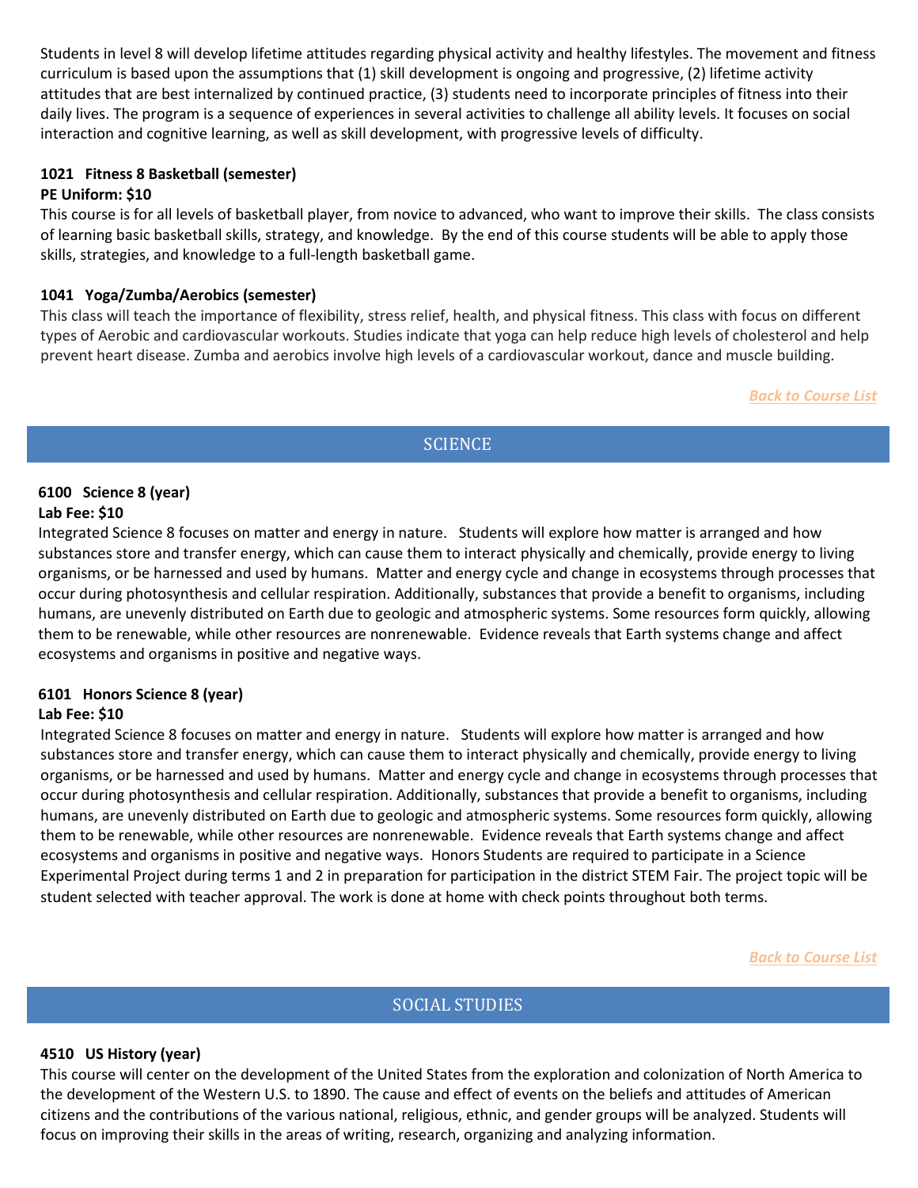Students in level 8 will develop lifetime attitudes regarding physical activity and healthy lifestyles. The movement and fitness curriculum is based upon the assumptions that (1) skill development is ongoing and progressive, (2) lifetime activity attitudes that are best internalized by continued practice, (3) students need to incorporate principles of fitness into their daily lives. The program is a sequence of experiences in several activities to challenge all ability levels. It focuses on social interaction and cognitive learning, as well as skill development, with progressive levels of difficulty.

**1021 Fitness 8 Basketball (semester)**
**PE Uniform: $10**
This course is for all levels of basketball player, from novice to advanced, who want to improve their skills. The class consists of learning basic basketball skills, strategy, and knowledge. By the end of this course students will be able to apply those skills, strategies, and knowledge to a full-length basketball game.

**1041 Yoga/Zumba/Aerobics (semester)**
This class will teach the importance of flexibility, stress relief, health, and physical fitness. This class with focus on different types of Aerobic and cardiovascular workouts. Studies indicate that yoga can help reduce high levels of cholesterol and help prevent heart disease. Zumba and aerobics involve high levels of a cardiovascular workout, dance and muscle building.

*Back to Course List*

## SCIENCE

**6100 Science 8 (year)**
**Lab Fee: $10**
Integrated Science 8 focuses on matter and energy in nature. Students will explore how matter is arranged and how substances store and transfer energy, which can cause them to interact physically and chemically, provide energy to living organisms, or be harnessed and used by humans. Matter and energy cycle and change in ecosystems through processes that occur during photosynthesis and cellular respiration. Additionally, substances that provide a benefit to organisms, including humans, are unevenly distributed on Earth due to geologic and atmospheric systems. Some resources form quickly, allowing them to be renewable, while other resources are nonrenewable. Evidence reveals that Earth systems change and affect ecosystems and organisms in positive and negative ways.

**6101 Honors Science 8 (year)**
**Lab Fee: $10**
Integrated Science 8 focuses on matter and energy in nature. Students will explore how matter is arranged and how substances store and transfer energy, which can cause them to interact physically and chemically, provide energy to living organisms, or be harnessed and used by humans. Matter and energy cycle and change in ecosystems through processes that occur during photosynthesis and cellular respiration. Additionally, substances that provide a benefit to organisms, including humans, are unevenly distributed on Earth due to geologic and atmospheric systems. Some resources form quickly, allowing them to be renewable, while other resources are nonrenewable. Evidence reveals that Earth systems change and affect ecosystems and organisms in positive and negative ways. Honors Students are required to participate in a Science Experimental Project during terms 1 and 2 in preparation for participation in the district STEM Fair. The project topic will be student selected with teacher approval. The work is done at home with check points throughout both terms.

*Back to Course List*

## SOCIAL STUDIES

**4510 US History (year)**
This course will center on the development of the United States from the exploration and colonization of North America to the development of the Western U.S. to 1890. The cause and effect of events on the beliefs and attitudes of American citizens and the contributions of the various national, religious, ethnic, and gender groups will be analyzed. Students will focus on improving their skills in the areas of writing, research, organizing and analyzing information.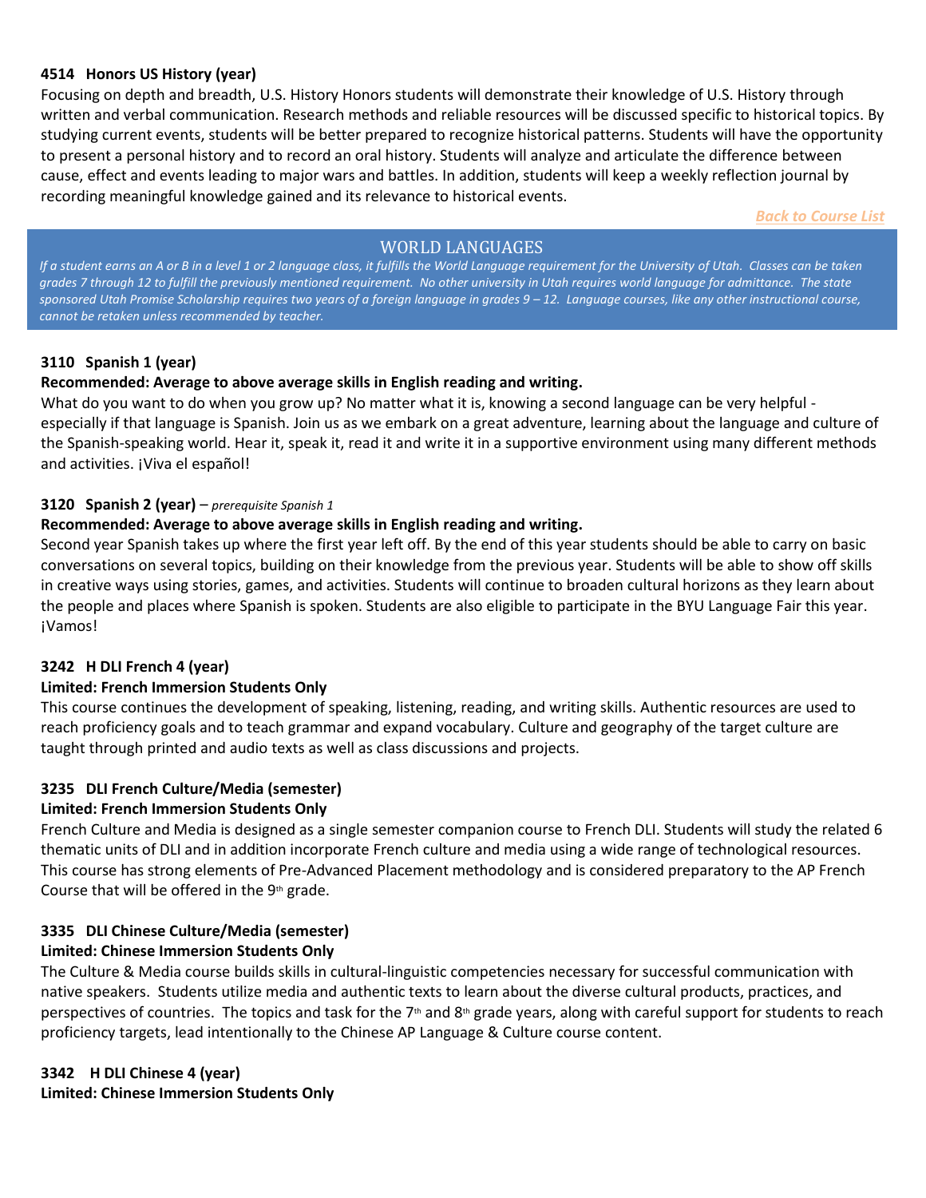**4514 Honors US History (year)**

Focusing on depth and breadth, U.S. History Honors students will demonstrate their knowledge of U.S. History through written and verbal communication. Research methods and reliable resources will be discussed specific to historical topics. By studying current events, students will be better prepared to recognize historical patterns. Students will have the opportunity to present a personal history and to record an oral history. Students will analyze and articulate the difference between cause, effect and events leading to major wars and battles. In addition, students will keep a weekly reflection journal by recording meaningful knowledge gained and its relevance to historical events.

*Back to Course List*

## WORLD LANGUAGES

*If a student earns an A or B in a level 1 or 2 language class, it fulfills the World Language requirement for the University of Utah. Classes can be taken grades 7 through 12 to fulfill the previously mentioned requirement. No other university in Utah requires world language for admittance. The state sponsored Utah Promise Scholarship requires two years of a foreign language in grades 9 – 12. Language courses, like any other instructional course, cannot be retaken unless recommended by teacher.*

**3110 Spanish 1 (year)**

**Recommended: Average to above average skills in English reading and writing.**

What do you want to do when you grow up? No matter what it is, knowing a second language can be very helpful - especially if that language is Spanish. Join us as we embark on a great adventure, learning about the language and culture of the Spanish-speaking world. Hear it, speak it, read it and write it in a supportive environment using many different methods and activities. ¡Viva el español!

**3120 Spanish 2 (year)** – *prerequisite Spanish 1*

**Recommended: Average to above average skills in English reading and writing.**

Second year Spanish takes up where the first year left off. By the end of this year students should be able to carry on basic conversations on several topics, building on their knowledge from the previous year. Students will be able to show off skills in creative ways using stories, games, and activities. Students will continue to broaden cultural horizons as they learn about the people and places where Spanish is spoken. Students are also eligible to participate in the BYU Language Fair this year. ¡Vamos!

**3242 H DLI French 4 (year)**

**Limited: French Immersion Students Only**

This course continues the development of speaking, listening, reading, and writing skills. Authentic resources are used to reach proficiency goals and to teach grammar and expand vocabulary. Culture and geography of the target culture are taught through printed and audio texts as well as class discussions and projects.

**3235 DLI French Culture/Media (semester)**

**Limited: French Immersion Students Only**

French Culture and Media is designed as a single semester companion course to French DLI. Students will study the related 6 thematic units of DLI and in addition incorporate French culture and media using a wide range of technological resources. This course has strong elements of Pre-Advanced Placement methodology and is considered preparatory to the AP French Course that will be offered in the 9th grade.

**3335 DLI Chinese Culture/Media (semester)**

**Limited: Chinese Immersion Students Only**

The Culture & Media course builds skills in cultural-linguistic competencies necessary for successful communication with native speakers. Students utilize media and authentic texts to learn about the diverse cultural products, practices, and perspectives of countries. The topics and task for the 7th and 8th grade years, along with careful support for students to reach proficiency targets, lead intentionally to the Chinese AP Language & Culture course content.

**3342 H DLI Chinese 4 (year)**

**Limited: Chinese Immersion Students Only**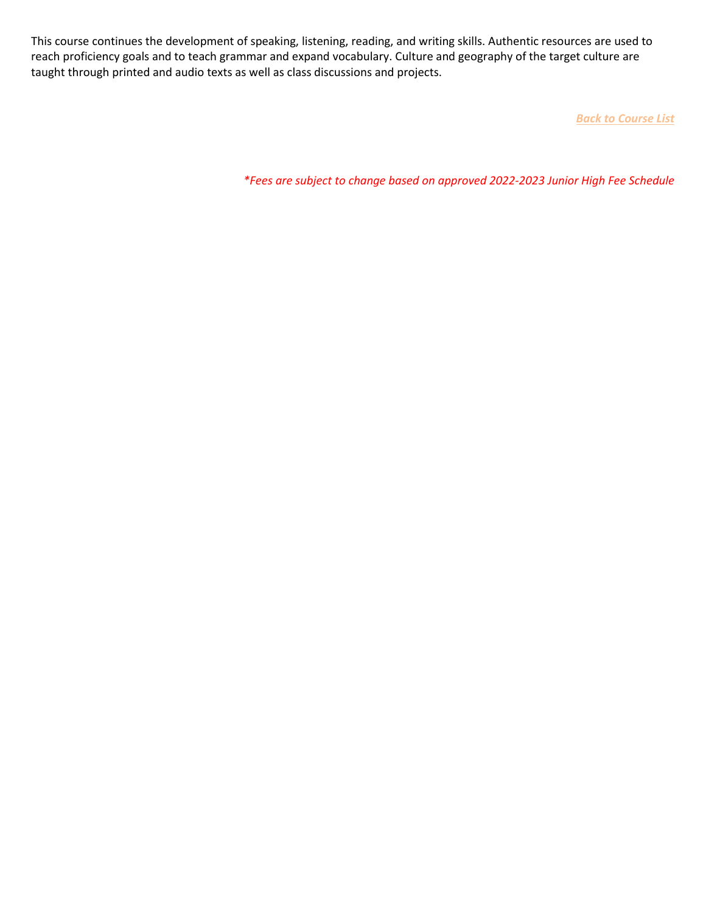This course continues the development of speaking, listening, reading, and writing skills. Authentic resources are used to reach proficiency goals and to teach grammar and expand vocabulary. Culture and geography of the target culture are taught through printed and audio texts as well as class discussions and projects.

***Back to Course List***

**\*Fees are subject to change based on approved 2022-2023 Junior High Fee Schedule**